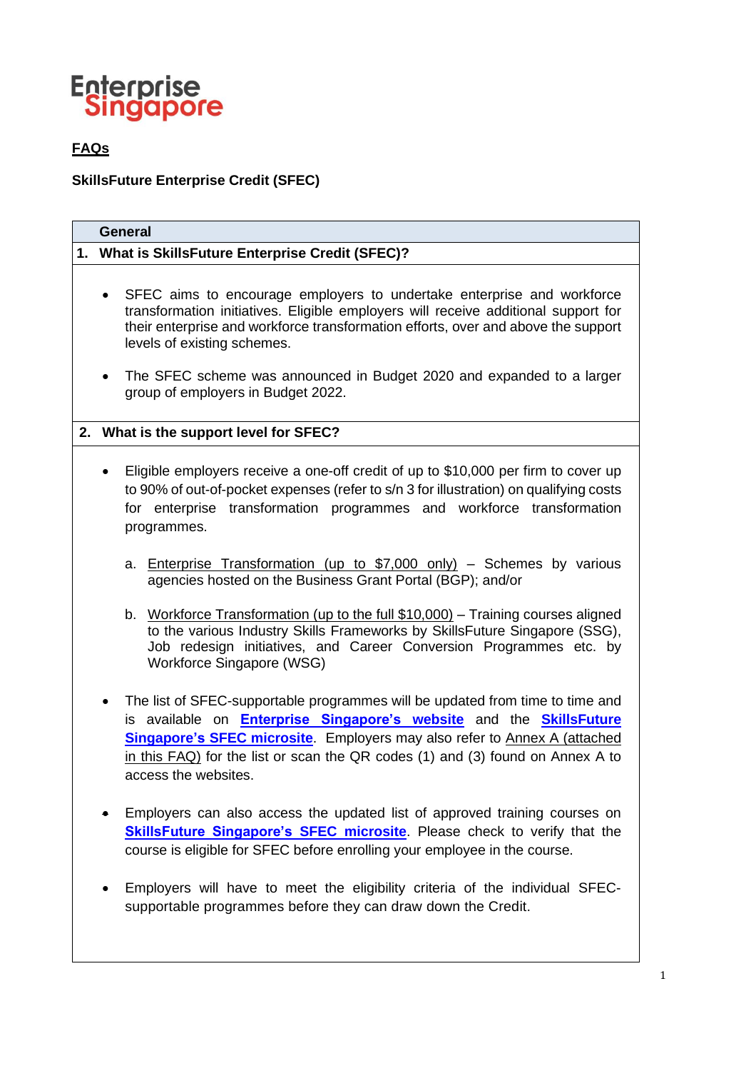Enterprise Singapore

**FAQs**

**SkillsFuture Enterprise Credit (SFEC)**

## General

### 1. What is SkillsFuture Enterprise Credit (SFEC)?

- SFEC aims to encourage employers to undertake enterprise and workforce transformation initiatives. Eligible employers will receive additional support for their enterprise and workforce transformation efforts, over and above the support levels of existing schemes.
- The SFEC scheme was announced in Budget 2020 and expanded to a larger group of employers in Budget 2022.

### 2. What is the support level for SFEC?

- Eligible employers receive a one-off credit of up to $10,000 per firm to cover up to 90% of out-of-pocket expenses (refer to s/n 3 for illustration) on qualifying costs for enterprise transformation programmes and workforce transformation programmes.

  a. Enterprise Transformation (up to $7,000 only) – Schemes by various agencies hosted on the Business Grant Portal (BGP); and/or

  b. Workforce Transformation (up to the full $10,000) – Training courses aligned to the various Industry Skills Frameworks by SkillsFuture Singapore (SSG), Job redesign initiatives, and Career Conversion Programmes etc. by Workforce Singapore (WSG)

- The list of SFEC-supportable programmes will be updated from time to time and is available on **Enterprise Singapore's website** and the **SkillsFuture Singapore's SFEC microsite**. Employers may also refer to Annex A (attached in this FAQ) for the list or scan the QR codes (1) and (3) found on Annex A to access the websites.
- Employers can also access the updated list of approved training courses on **SkillsFuture Singapore's SFEC microsite**. Please check to verify that the course is eligible for SFEC before enrolling your employee in the course.
- Employers will have to meet the eligibility criteria of the individual SFEC-supportable programmes before they can draw down the Credit.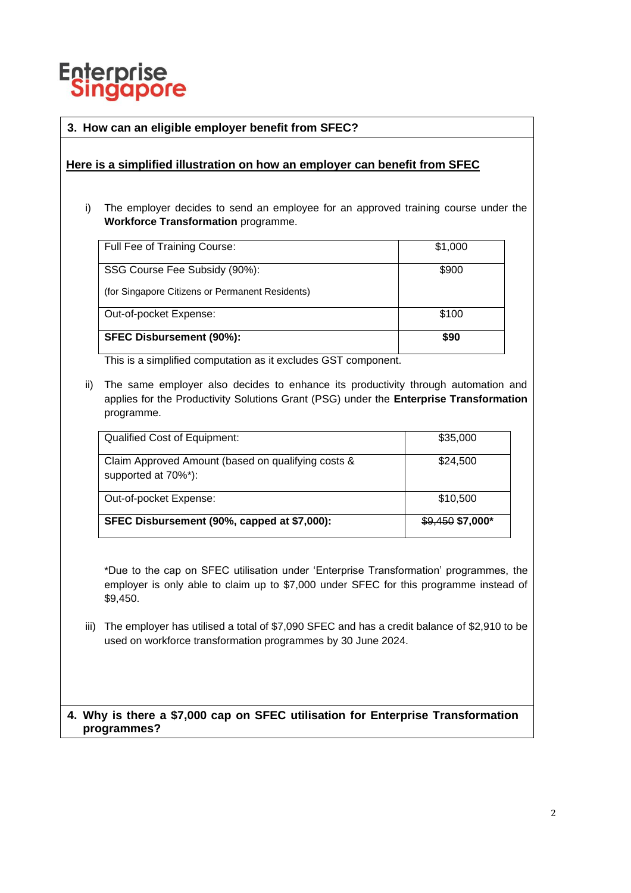## 3. How can an eligible employer benefit from SFEC?

**Here is a simplified illustration on how an employer can benefit from SFEC**

i) The employer decides to send an employee for an approved training course under the **Workforce Transformation** programme.

| | |
|---|---|
| Full Fee of Training Course: | $1,000 |
| SSG Course Fee Subsidy (90%):<br>(for Singapore Citizens or Permanent Residents) | $900 |
| Out-of-pocket Expense: | $100 |
| **SFEC Disbursement (90%):** | **$90** |

This is a simplified computation as it excludes GST component.

ii) The same employer also decides to enhance its productivity through automation and applies for the Productivity Solutions Grant (PSG) under the **Enterprise Transformation** programme.

| | |
|---|---|
| Qualified Cost of Equipment: | $35,000 |
| Claim Approved Amount (based on qualifying costs & supported at 70%*): | $24,500 |
| Out-of-pocket Expense: | $10,500 |
| **SFEC Disbursement (90%, capped at $7,000):** | ~~$9,450~~ **$7,000*** |

*Due to the cap on SFEC utilisation under 'Enterprise Transformation' programmes, the employer is only able to claim up to $7,000 under SFEC for this programme instead of $9,450.

iii) The employer has utilised a total of $7,090 SFEC and has a credit balance of $2,910 to be used on workforce transformation programmes by 30 June 2024.

## 4. Why is there a $7,000 cap on SFEC utilisation for Enterprise Transformation programmes?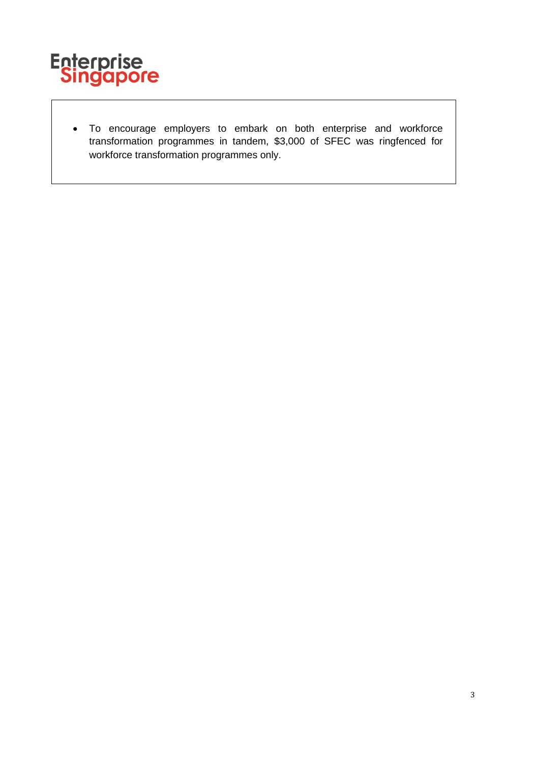- To encourage employers to embark on both enterprise and workforce transformation programmes in tandem, $3,000 of SFEC was ringfenced for workforce transformation programmes only.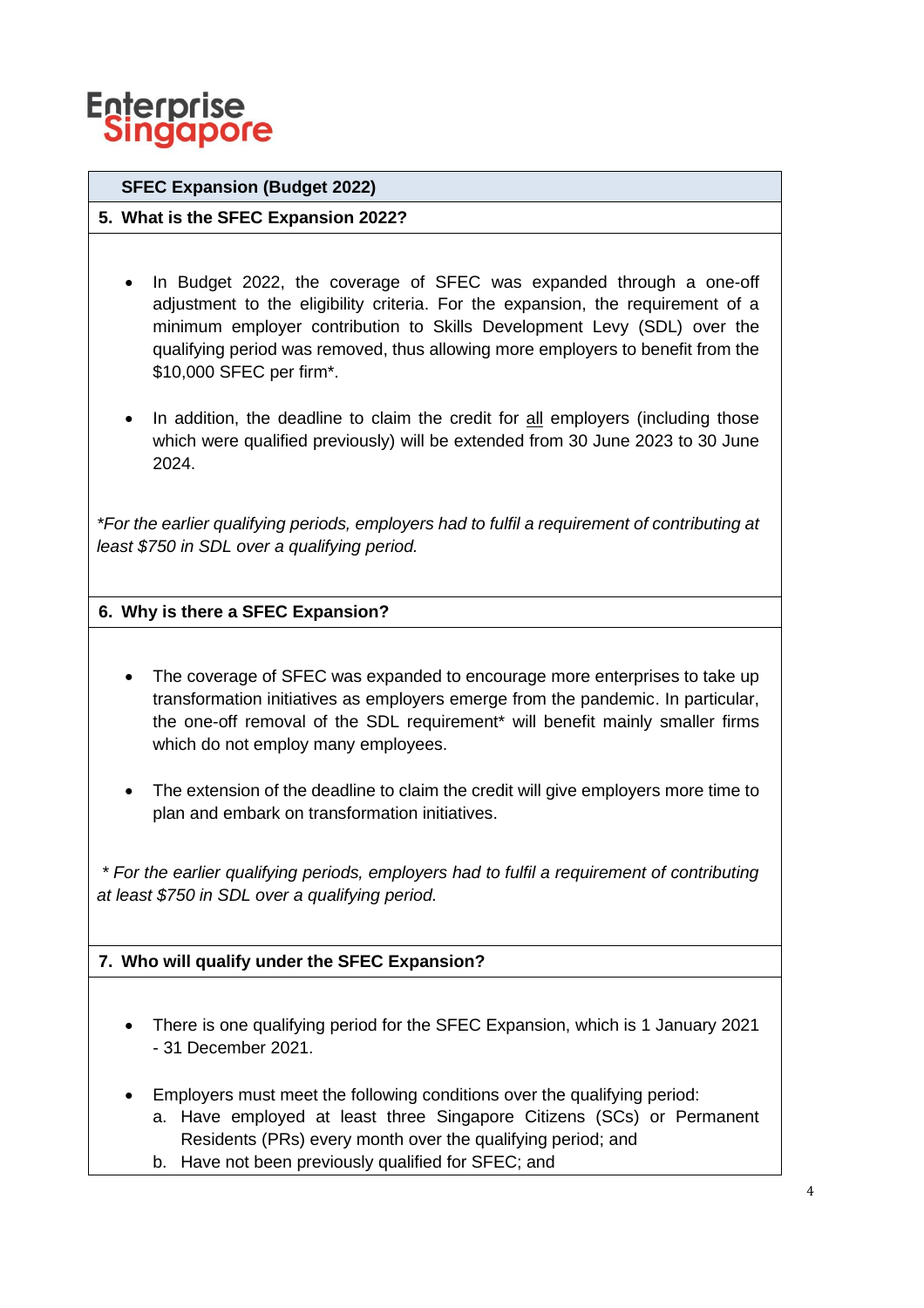## SFEC Expansion (Budget 2022)

### 5. What is the SFEC Expansion 2022?

- In Budget 2022, the coverage of SFEC was expanded through a one-off adjustment to the eligibility criteria. For the expansion, the requirement of a minimum employer contribution to Skills Development Levy (SDL) over the qualifying period was removed, thus allowing more employers to benefit from the $10,000 SFEC per firm*.

- In addition, the deadline to claim the credit for <u>all</u> employers (including those which were qualified previously) will be extended from 30 June 2023 to 30 June 2024.

*\*For the earlier qualifying periods, employers had to fulfil a requirement of contributing at least $750 in SDL over a qualifying period.*

### 6. Why is there a SFEC Expansion?

- The coverage of SFEC was expanded to encourage more enterprises to take up transformation initiatives as employers emerge from the pandemic. In particular, the one-off removal of the SDL requirement* will benefit mainly smaller firms which do not employ many employees.

- The extension of the deadline to claim the credit will give employers more time to plan and embark on transformation initiatives.

*\* For the earlier qualifying periods, employers had to fulfil a requirement of contributing at least $750 in SDL over a qualifying period.*

### 7. Who will qualify under the SFEC Expansion?

- There is one qualifying period for the SFEC Expansion, which is 1 January 2021 - 31 December 2021.

- Employers must meet the following conditions over the qualifying period:
  a. Have employed at least three Singapore Citizens (SCs) or Permanent Residents (PRs) every month over the qualifying period; and
  b. Have not been previously qualified for SFEC; and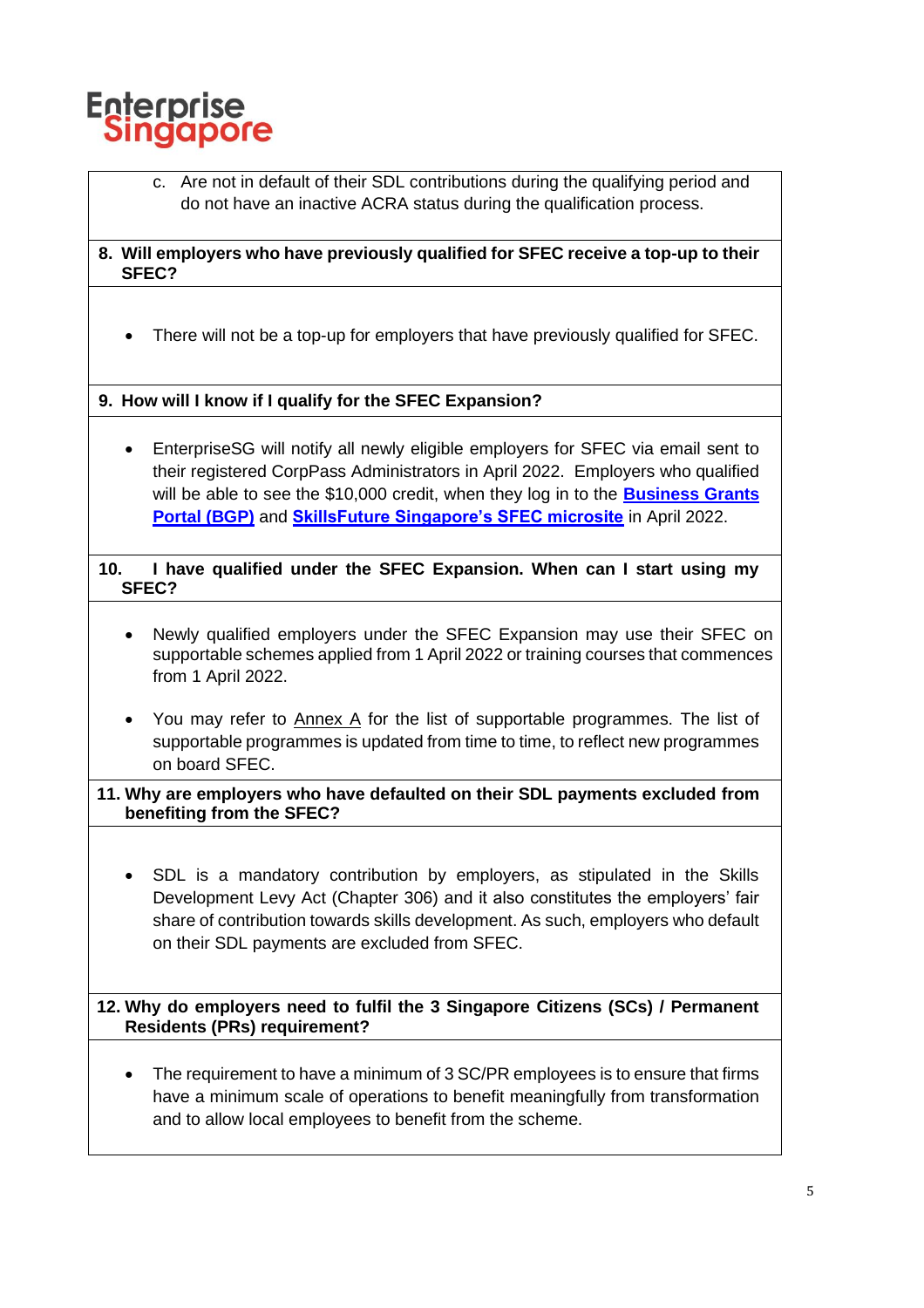c. Are not in default of their SDL contributions during the qualifying period and do not have an inactive ACRA status during the qualification process.

**8. Will employers who have previously qualified for SFEC receive a top-up to their SFEC?**

- There will not be a top-up for employers that have previously qualified for SFEC.

**9. How will I know if I qualify for the SFEC Expansion?**

- EnterpriseSG will notify all newly eligible employers for SFEC via email sent to their registered CorpPass Administrators in April 2022. Employers who qualified will be able to see the $10,000 credit, when they log in to the **Business Grants Portal (BGP)** and **SkillsFuture Singapore's SFEC microsite** in April 2022.

**10. I have qualified under the SFEC Expansion. When can I start using my SFEC?**

- Newly qualified employers under the SFEC Expansion may use their SFEC on supportable schemes applied from 1 April 2022 or training courses that commences from 1 April 2022.

- You may refer to Annex A for the list of supportable programmes. The list of supportable programmes is updated from time to time, to reflect new programmes on board SFEC.

**11. Why are employers who have defaulted on their SDL payments excluded from benefiting from the SFEC?**

- SDL is a mandatory contribution by employers, as stipulated in the Skills Development Levy Act (Chapter 306) and it also constitutes the employers' fair share of contribution towards skills development. As such, employers who default on their SDL payments are excluded from SFEC.

**12. Why do employers need to fulfil the 3 Singapore Citizens (SCs) / Permanent Residents (PRs) requirement?**

- The requirement to have a minimum of 3 SC/PR employees is to ensure that firms have a minimum scale of operations to benefit meaningfully from transformation and to allow local employees to benefit from the scheme.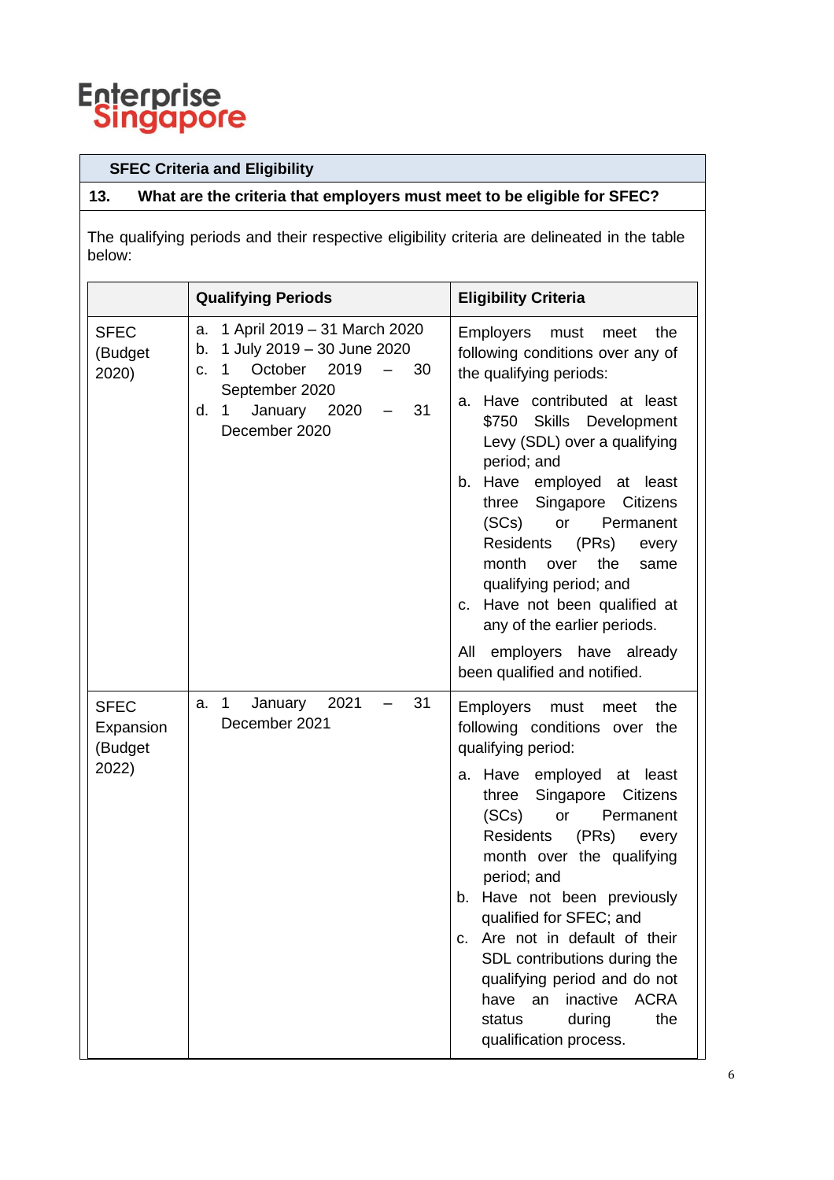**SFEC Criteria and Eligibility**

**13. What are the criteria that employers must meet to be eligible for SFEC?**

The qualifying periods and their respective eligibility criteria are delineated in the table below:

| | **Qualifying Periods** | **Eligibility Criteria** |
|---|---|---|
| SFEC (Budget 2020) | a. 1 April 2019 – 31 March 2020<br>b. 1 July 2019 – 30 June 2020<br>c. 1 October 2019 – 30 September 2020<br>d. 1 January 2020 – 31 December 2020 | Employers must meet the following conditions over any of the qualifying periods:<br>a. Have contributed at least $750 Skills Development Levy (SDL) over a qualifying period; and<br>b. Have employed at least three Singapore Citizens (SCs) or Permanent Residents (PRs) every month over the same qualifying period; and<br>c. Have not been qualified at any of the earlier periods.<br>All employers have already been qualified and notified. |
| SFEC Expansion (Budget 2022) | a. 1 January 2021 – 31 December 2021 | Employers must meet the following conditions over the qualifying period:<br>a. Have employed at least three Singapore Citizens (SCs) or Permanent Residents (PRs) every month over the qualifying period; and<br>b. Have not been previously qualified for SFEC; and<br>c. Are not in default of their SDL contributions during the qualifying period and do not have an inactive ACRA status during the qualification process. |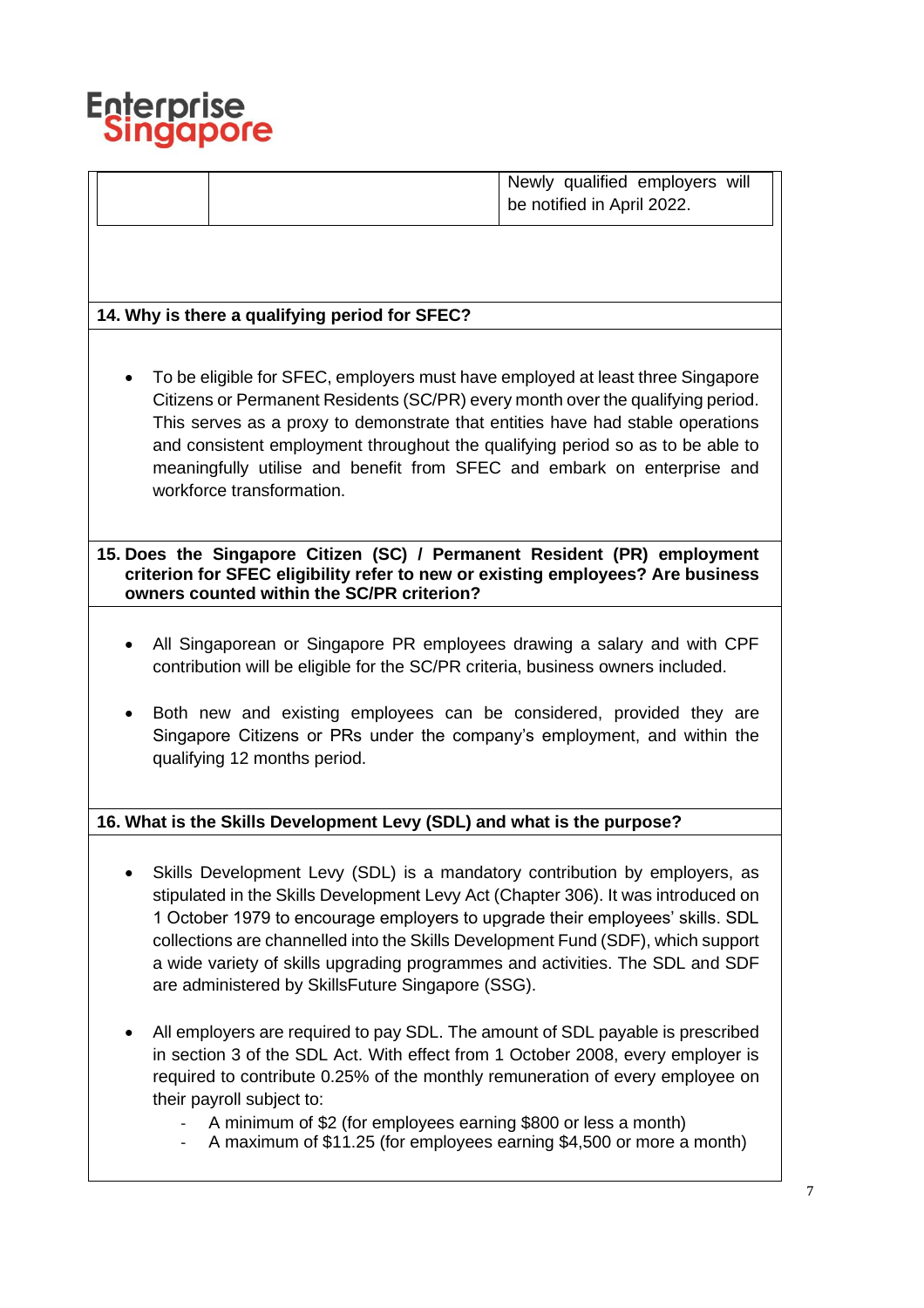| | | Newly qualified employers will be notified in April 2022. |
|---|---|---|

**14. Why is there a qualifying period for SFEC?**

- To be eligible for SFEC, employers must have employed at least three Singapore Citizens or Permanent Residents (SC/PR) every month over the qualifying period. This serves as a proxy to demonstrate that entities have had stable operations and consistent employment throughout the qualifying period so as to be able to meaningfully utilise and benefit from SFEC and embark on enterprise and workforce transformation.

**15. Does the Singapore Citizen (SC) / Permanent Resident (PR) employment criterion for SFEC eligibility refer to new or existing employees? Are business owners counted within the SC/PR criterion?**

- All Singaporean or Singapore PR employees drawing a salary and with CPF contribution will be eligible for the SC/PR criteria, business owners included.
- Both new and existing employees can be considered, provided they are Singapore Citizens or PRs under the company's employment, and within the qualifying 12 months period.

**16. What is the Skills Development Levy (SDL) and what is the purpose?**

- Skills Development Levy (SDL) is a mandatory contribution by employers, as stipulated in the Skills Development Levy Act (Chapter 306). It was introduced on 1 October 1979 to encourage employers to upgrade their employees' skills. SDL collections are channelled into the Skills Development Fund (SDF), which support a wide variety of skills upgrading programmes and activities. The SDL and SDF are administered by SkillsFuture Singapore (SSG).
- All employers are required to pay SDL. The amount of SDL payable is prescribed in section 3 of the SDL Act. With effect from 1 October 2008, every employer is required to contribute 0.25% of the monthly remuneration of every employee on their payroll subject to:
  - A minimum of $2 (for employees earning $800 or less a month)
  - A maximum of $11.25 (for employees earning $4,500 or more a month)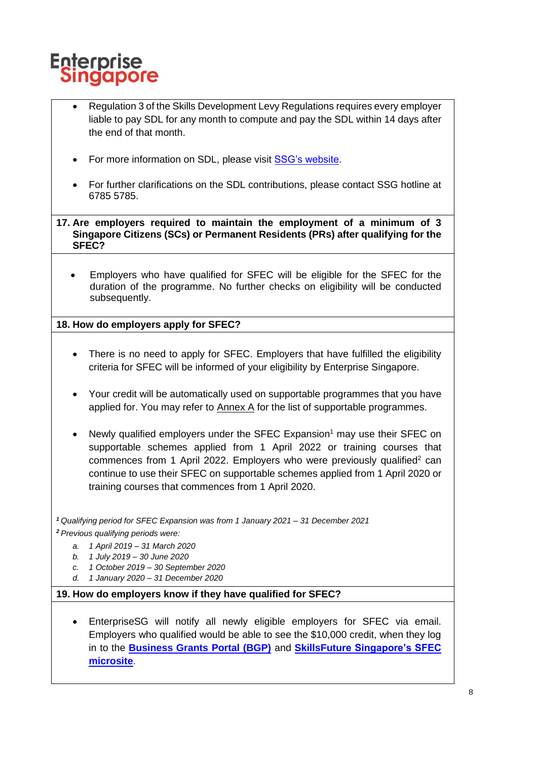- Regulation 3 of the Skills Development Levy Regulations requires every employer liable to pay SDL for any month to compute and pay the SDL within 14 days after the end of that month.

- For more information on SDL, please visit SSG's website.

- For further clarifications on the SDL contributions, please contact SSG hotline at 6785 5785.

**17. Are employers required to maintain the employment of a minimum of 3 Singapore Citizens (SCs) or Permanent Residents (PRs) after qualifying for the SFEC?**

- Employers who have qualified for SFEC will be eligible for the SFEC for the duration of the programme. No further checks on eligibility will be conducted subsequently.

**18. How do employers apply for SFEC?**

- There is no need to apply for SFEC. Employers that have fulfilled the eligibility criteria for SFEC will be informed of your eligibility by Enterprise Singapore.

- Your credit will be automatically used on supportable programmes that you have applied for. You may refer to Annex A for the list of supportable programmes.

- Newly qualified employers under the SFEC Expansion[1] may use their SFEC on supportable schemes applied from 1 April 2022 or training courses that commences from 1 April 2022. Employers who were previously qualified[2] can continue to use their SFEC on supportable schemes applied from 1 April 2020 or training courses that commences from 1 April 2020.

*[1] Qualifying period for SFEC Expansion was from 1 January 2021 – 31 December 2021*

*[2] Previous qualifying periods were:*

a. *1 April 2019 – 31 March 2020*
b. *1 July 2019 – 30 June 2020*
c. *1 October 2019 – 30 September 2020*
d. *1 January 2020 – 31 December 2020*

**19. How do employers know if they have qualified for SFEC?**

- EnterpriseSG will notify all newly eligible employers for SFEC via email. Employers who qualified would be able to see the $10,000 credit, when they log in to the **Business Grants Portal (BGP)** and **SkillsFuture Singapore's SFEC microsite**.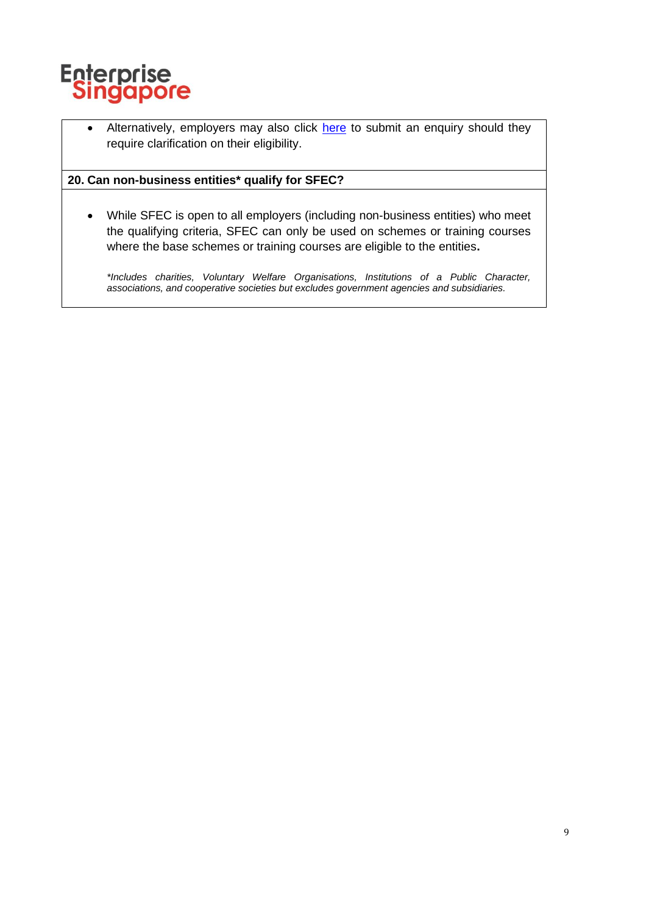- Alternatively, employers may also click here to submit an enquiry should they require clarification on their eligibility.

**20. Can non-business entities* qualify for SFEC?**

- While SFEC is open to all employers (including non-business entities) who meet the qualifying criteria, SFEC can only be used on schemes or training courses where the base schemes or training courses are eligible to the entities**.**

*\*Includes charities, Voluntary Welfare Organisations, Institutions of a Public Character, associations, and cooperative societies but excludes government agencies and subsidiaries.*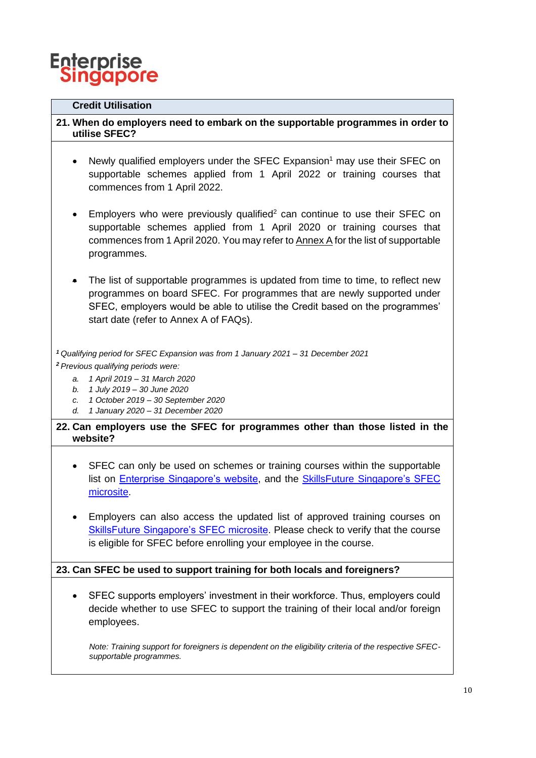## Credit Utilisation

### 21. When do employers need to embark on the supportable programmes in order to utilise SFEC?

- Newly qualified employers under the SFEC Expansion[1] may use their SFEC on supportable schemes applied from 1 April 2022 or training courses that commences from 1 April 2022.
- Employers who were previously qualified[2] can continue to use their SFEC on supportable schemes applied from 1 April 2020 or training courses that commences from 1 April 2020. You may refer to Annex A for the list of supportable programmes.
- The list of supportable programmes is updated from time to time, to reflect new programmes on board SFEC. For programmes that are newly supported under SFEC, employers would be able to utilise the Credit based on the programmes' start date (refer to Annex A of FAQs).

*[1] Qualifying period for SFEC Expansion was from 1 January 2021 – 31 December 2021*

*[2] Previous qualifying periods were:*

*a. 1 April 2019 – 31 March 2020*
*b. 1 July 2019 – 30 June 2020*
*c. 1 October 2019 – 30 September 2020*
*d. 1 January 2020 – 31 December 2020*

### 22. Can employers use the SFEC for programmes other than those listed in the website?

- SFEC can only be used on schemes or training courses within the supportable list on Enterprise Singapore's website, and the SkillsFuture Singapore's SFEC microsite.
- Employers can also access the updated list of approved training courses on SkillsFuture Singapore's SFEC microsite. Please check to verify that the course is eligible for SFEC before enrolling your employee in the course.

### 23. Can SFEC be used to support training for both locals and foreigners?

- SFEC supports employers' investment in their workforce. Thus, employers could decide whether to use SFEC to support the training of their local and/or foreign employees.

  *Note: Training support for foreigners is dependent on the eligibility criteria of the respective SFEC-supportable programmes.*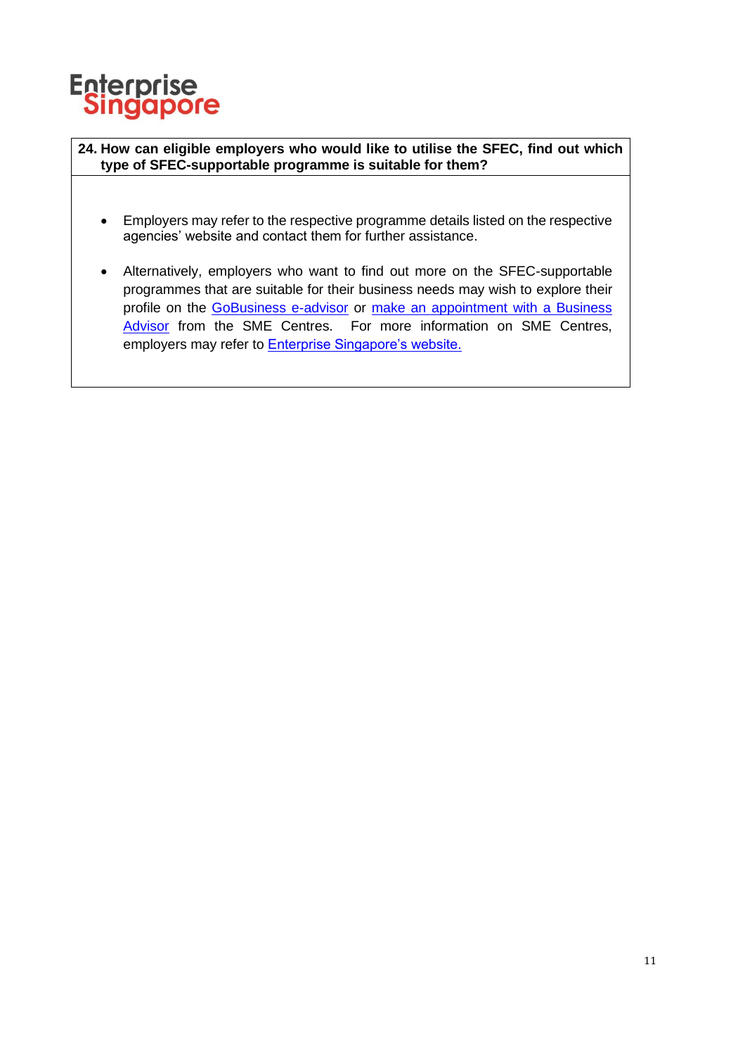**24. How can eligible employers who would like to utilise the SFEC, find out which type of SFEC-supportable programme is suitable for them?**

- Employers may refer to the respective programme details listed on the respective agencies' website and contact them for further assistance.
- Alternatively, employers who want to find out more on the SFEC-supportable programmes that are suitable for their business needs may wish to explore their profile on the GoBusiness e-advisor or make an appointment with a Business Advisor from the SME Centres. For more information on SME Centres, employers may refer to Enterprise Singapore's website.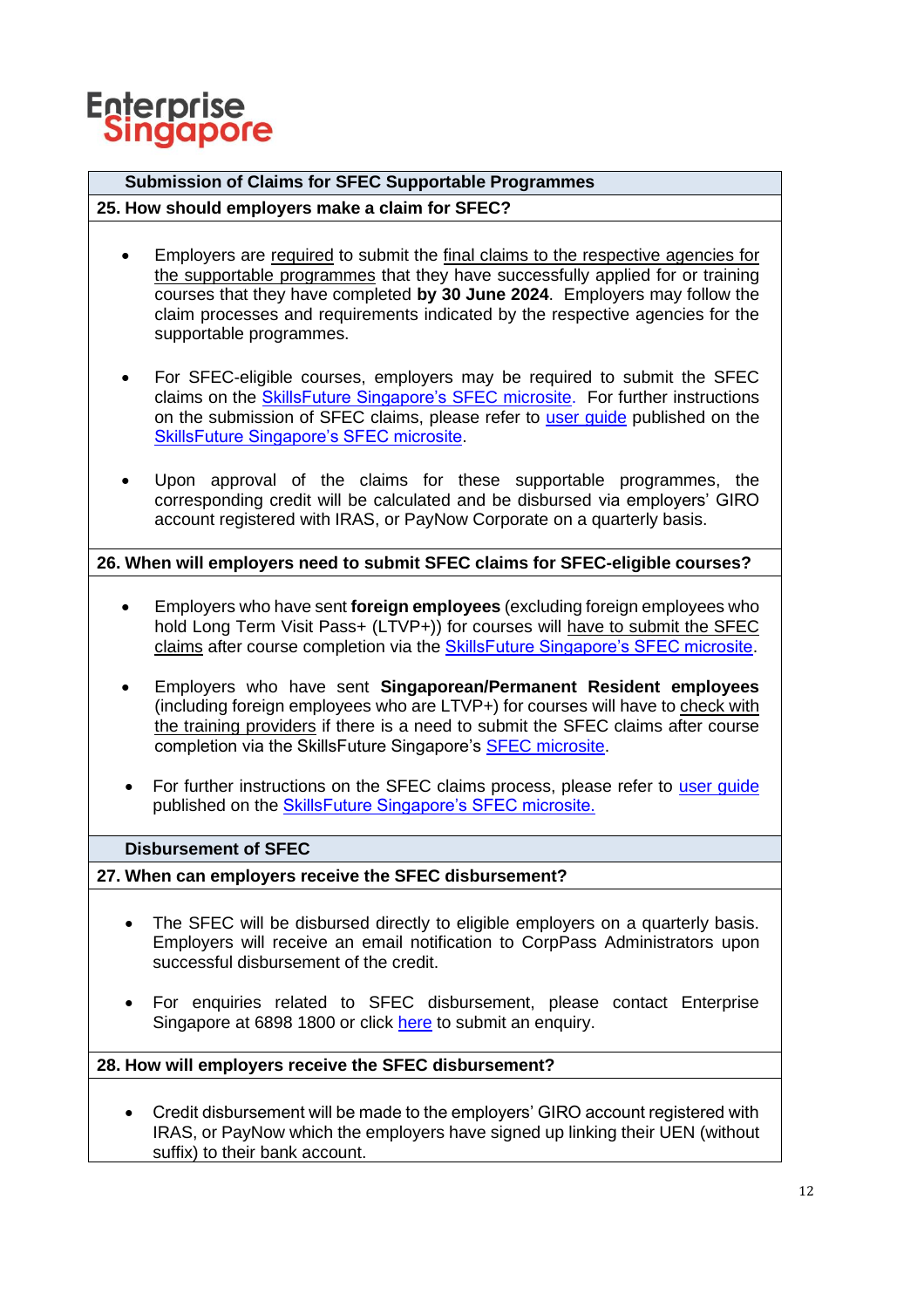## Submission of Claims for SFEC Supportable Programmes

### 25. How should employers make a claim for SFEC?

- Employers are required to submit the final claims to the respective agencies for the supportable programmes that they have successfully applied for or training courses that they have completed **by 30 June 2024**. Employers may follow the claim processes and requirements indicated by the respective agencies for the supportable programmes.

- For SFEC-eligible courses, employers may be required to submit the SFEC claims on the SkillsFuture Singapore's SFEC microsite. For further instructions on the submission of SFEC claims, please refer to user guide published on the SkillsFuture Singapore's SFEC microsite.

- Upon approval of the claims for these supportable programmes, the corresponding credit will be calculated and be disbursed via employers' GIRO account registered with IRAS, or PayNow Corporate on a quarterly basis.

### 26. When will employers need to submit SFEC claims for SFEC-eligible courses?

- Employers who have sent **foreign employees** (excluding foreign employees who hold Long Term Visit Pass+ (LTVP+)) for courses will have to submit the SFEC claims after course completion via the SkillsFuture Singapore's SFEC microsite.

- Employers who have sent **Singaporean/Permanent Resident employees** (including foreign employees who are LTVP+) for courses will have to check with the training providers if there is a need to submit the SFEC claims after course completion via the SkillsFuture Singapore's SFEC microsite.

- For further instructions on the SFEC claims process, please refer to user guide published on the SkillsFuture Singapore's SFEC microsite.

## Disbursement of SFEC

### 27. When can employers receive the SFEC disbursement?

- The SFEC will be disbursed directly to eligible employers on a quarterly basis. Employers will receive an email notification to CorpPass Administrators upon successful disbursement of the credit.

- For enquiries related to SFEC disbursement, please contact Enterprise Singapore at 6898 1800 or click here to submit an enquiry.

### 28. How will employers receive the SFEC disbursement?

- Credit disbursement will be made to the employers' GIRO account registered with IRAS, or PayNow which the employers have signed up linking their UEN (without suffix) to their bank account.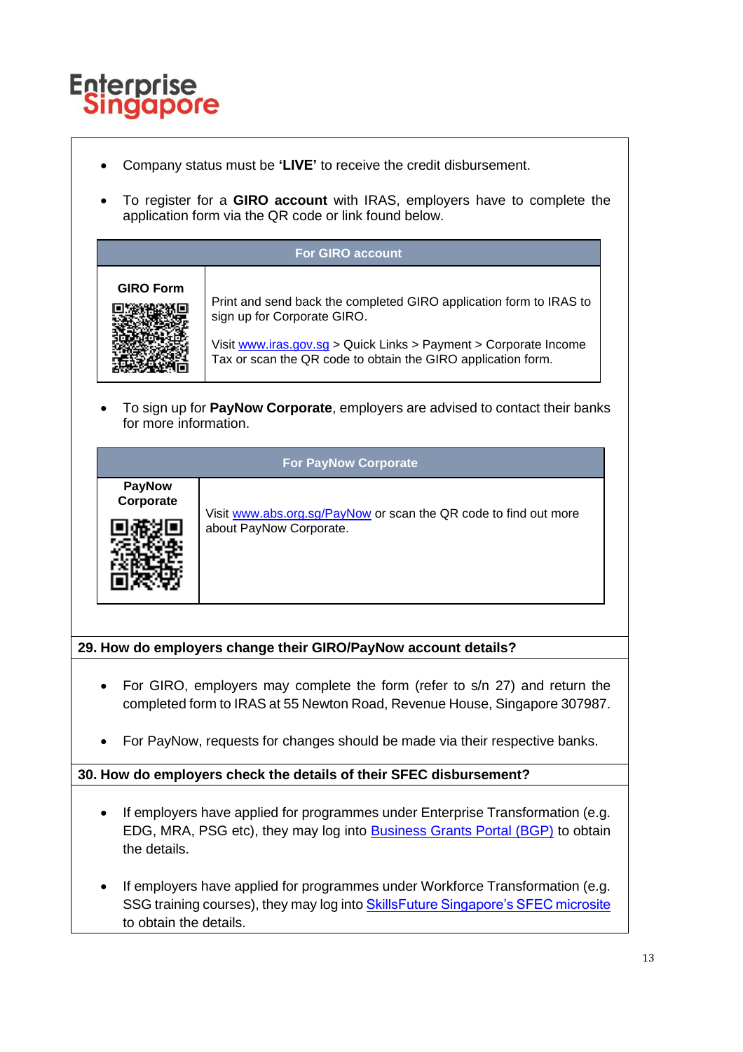- Company status must be **'LIVE'** to receive the credit disbursement.

- To register for a **GIRO account** with IRAS, employers have to complete the application form via the QR code or link found below.

| For GIRO account | |
|---|---|
| **GIRO Form** | Print and send back the completed GIRO application form to IRAS to sign up for Corporate GIRO.<br><br>Visit www.iras.gov.sg > Quick Links > Payment > Corporate Income Tax or scan the QR code to obtain the GIRO application form. |

- To sign up for **PayNow Corporate**, employers are advised to contact their banks for more information.

| For PayNow Corporate | |
|---|---|
| **PayNow Corporate** | Visit www.abs.org.sg/PayNow or scan the QR code to find out more about PayNow Corporate. |

**29. How do employers change their GIRO/PayNow account details?**

- For GIRO, employers may complete the form (refer to s/n 27) and return the completed form to IRAS at 55 Newton Road, Revenue House, Singapore 307987.

- For PayNow, requests for changes should be made via their respective banks.

**30. How do employers check the details of their SFEC disbursement?**

- If employers have applied for programmes under Enterprise Transformation (e.g. EDG, MRA, PSG etc), they may log into Business Grants Portal (BGP) to obtain the details.

- If employers have applied for programmes under Workforce Transformation (e.g. SSG training courses), they may log into SkillsFuture Singapore's SFEC microsite to obtain the details.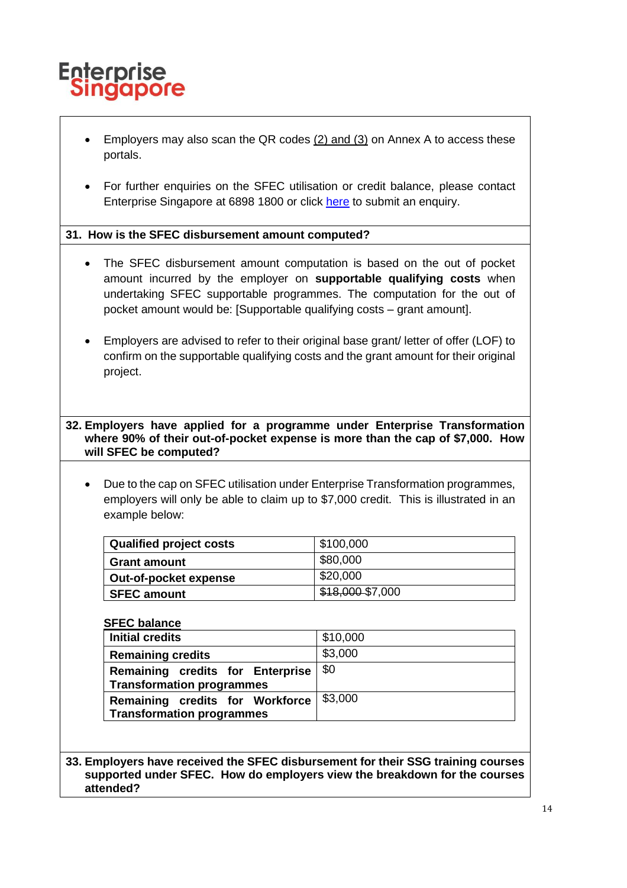- Employers may also scan the QR codes (2) and (3) on Annex A to access these portals.

- For further enquiries on the SFEC utilisation or credit balance, please contact Enterprise Singapore at 6898 1800 or click here to submit an enquiry.

### 31. How is the SFEC disbursement amount computed?

- The SFEC disbursement amount computation is based on the out of pocket amount incurred by the employer on **supportable qualifying costs** when undertaking SFEC supportable programmes. The computation for the out of pocket amount would be: [Supportable qualifying costs – grant amount].

- Employers are advised to refer to their original base grant/ letter of offer (LOF) to confirm on the supportable qualifying costs and the grant amount for their original project.

### 32. Employers have applied for a programme under Enterprise Transformation where 90% of their out-of-pocket expense is more than the cap of $7,000. How will SFEC be computed?

- Due to the cap on SFEC utilisation under Enterprise Transformation programmes, employers will only be able to claim up to $7,000 credit. This is illustrated in an example below:

| | |
|---|---|
| **Qualified project costs** | $100,000 |
| **Grant amount** | $80,000 |
| **Out-of-pocket expense** | $20,000 |
| **SFEC amount** | ~~$18,000~~ $7,000 |

**SFEC balance**

| | |
|---|---|
| **Initial credits** | $10,000 |
| **Remaining credits** | $3,000 |
| **Remaining credits for Enterprise Transformation programmes** | $0 |
| **Remaining credits for Workforce Transformation programmes** | $3,000 |

### 33. Employers have received the SFEC disbursement for their SSG training courses supported under SFEC. How do employers view the breakdown for the courses attended?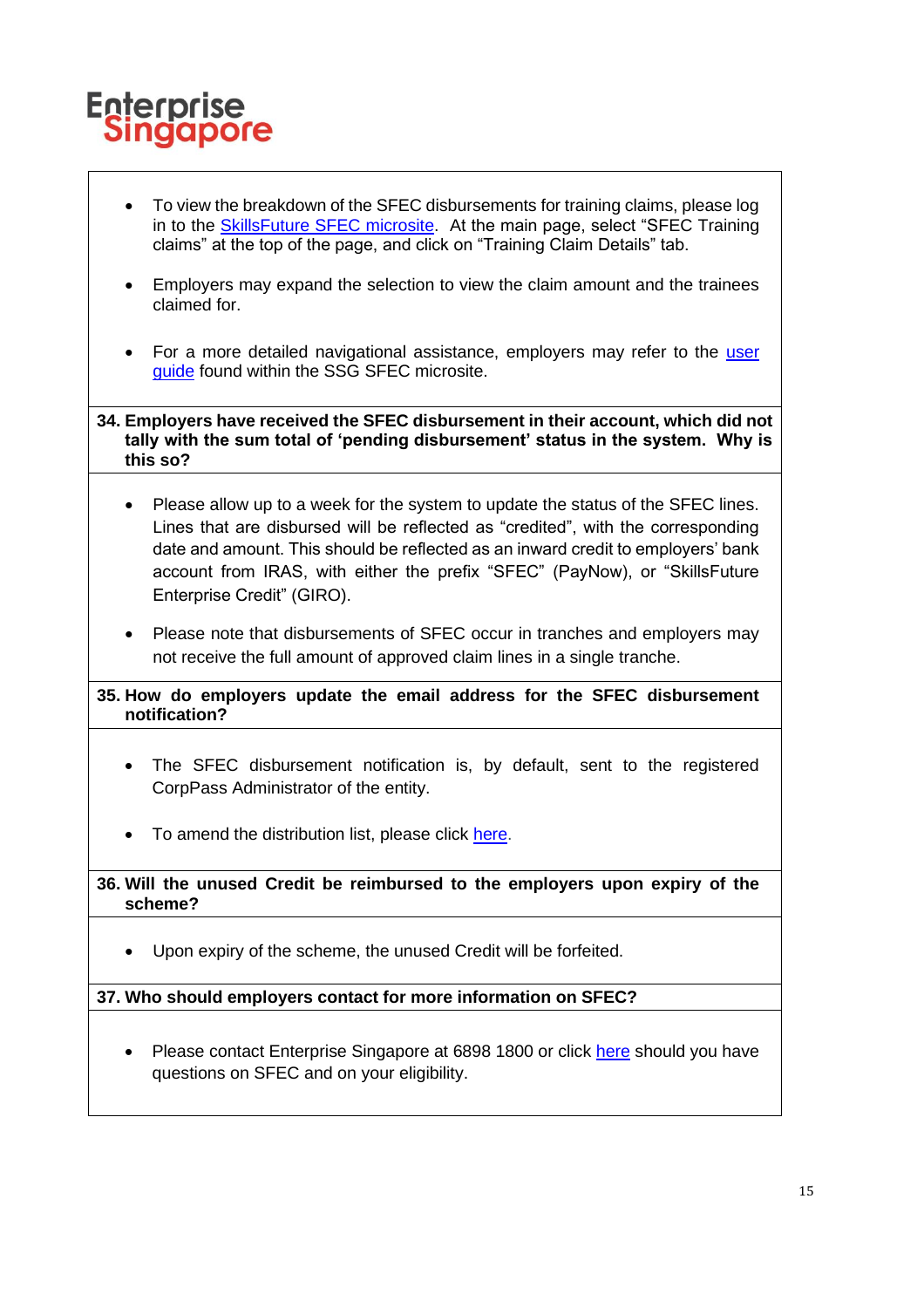- To view the breakdown of the SFEC disbursements for training claims, please log in to the SkillsFuture SFEC microsite. At the main page, select "SFEC Training claims" at the top of the page, and click on "Training Claim Details" tab.

- Employers may expand the selection to view the claim amount and the trainees claimed for.

- For a more detailed navigational assistance, employers may refer to the user guide found within the SSG SFEC microsite.

**34. Employers have received the SFEC disbursement in their account, which did not tally with the sum total of 'pending disbursement' status in the system. Why is this so?**

- Please allow up to a week for the system to update the status of the SFEC lines. Lines that are disbursed will be reflected as "credited", with the corresponding date and amount. This should be reflected as an inward credit to employers' bank account from IRAS, with either the prefix "SFEC" (PayNow), or "SkillsFuture Enterprise Credit" (GIRO).

- Please note that disbursements of SFEC occur in tranches and employers may not receive the full amount of approved claim lines in a single tranche.

**35. How do employers update the email address for the SFEC disbursement notification?**

- The SFEC disbursement notification is, by default, sent to the registered CorpPass Administrator of the entity.

- To amend the distribution list, please click here.

**36. Will the unused Credit be reimbursed to the employers upon expiry of the scheme?**

- Upon expiry of the scheme, the unused Credit will be forfeited.

**37. Who should employers contact for more information on SFEC?**

- Please contact Enterprise Singapore at 6898 1800 or click here should you have questions on SFEC and on your eligibility.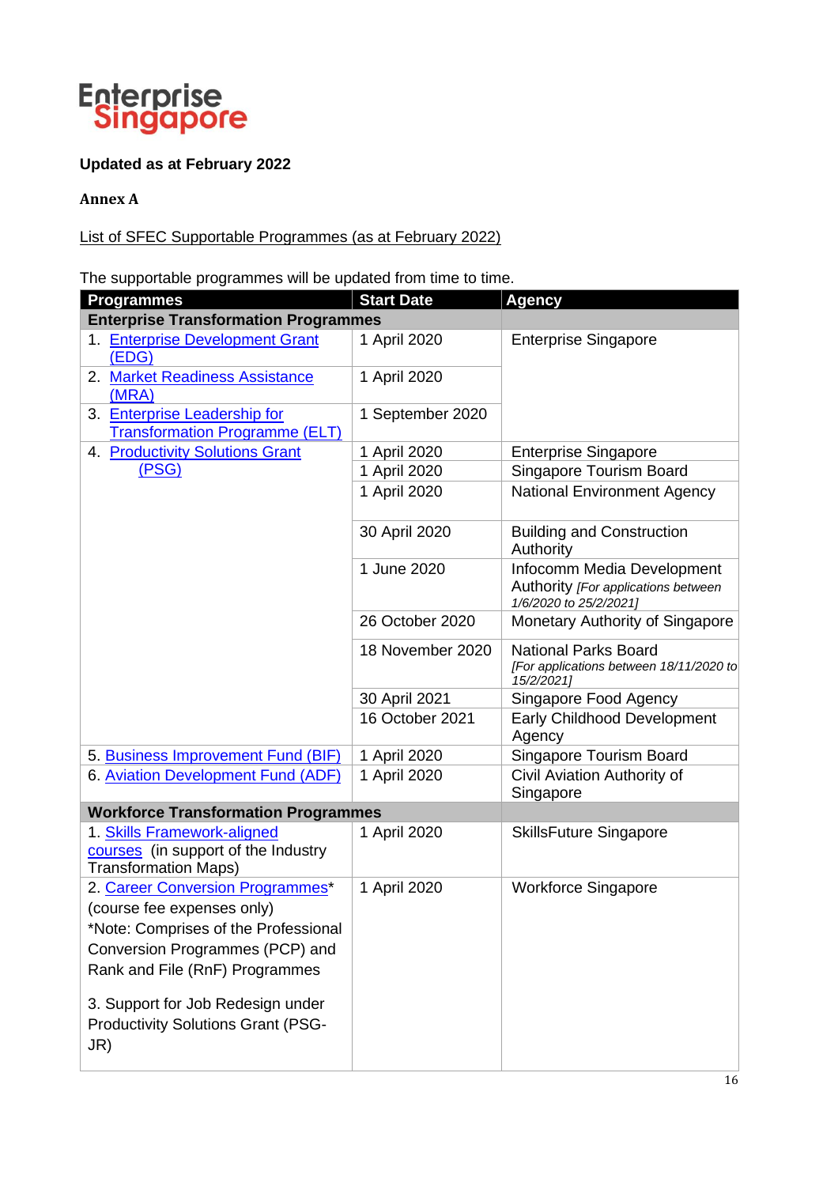Enterprise Singapore

**Updated as at February 2022**

**Annex A**

List of SFEC Supportable Programmes (as at February 2022)

The supportable programmes will be updated from time to time.

| Programmes | Start Date | Agency |
|---|---|---|
| **Enterprise Transformation Programmes** | | |
| 1. Enterprise Development Grant (EDG) | 1 April 2020 | Enterprise Singapore |
| 2. Market Readiness Assistance (MRA) | 1 April 2020 | |
| 3. Enterprise Leadership for Transformation Programme (ELT) | 1 September 2020 | |
| 4. Productivity Solutions Grant (PSG) | 1 April 2020 | Enterprise Singapore |
| | 1 April 2020 | Singapore Tourism Board |
| | 1 April 2020 | National Environment Agency |
| | 30 April 2020 | Building and Construction Authority |
| | 1 June 2020 | Infocomm Media Development Authority *[For applications between 1/6/2020 to 25/2/2021]* |
| | 26 October 2020 | Monetary Authority of Singapore |
| | 18 November 2020 | National Parks Board *[For applications between 18/11/2020 to 15/2/2021]* |
| | 30 April 2021 | Singapore Food Agency |
| | 16 October 2021 | Early Childhood Development Agency |
| 5. Business Improvement Fund (BIF) | 1 April 2020 | Singapore Tourism Board |
| 6. Aviation Development Fund (ADF) | 1 April 2020 | Civil Aviation Authority of Singapore |
| **Workforce Transformation Programmes** | | |
| 1. Skills Framework-aligned courses (in support of the Industry Transformation Maps) | 1 April 2020 | SkillsFuture Singapore |
| 2. Career Conversion Programmes* (course fee expenses only)<br>*Note: Comprises of the Professional Conversion Programmes (PCP) and Rank and File (RnF) Programmes<br><br>3. Support for Job Redesign under Productivity Solutions Grant (PSG-JR) | 1 April 2020 | Workforce Singapore |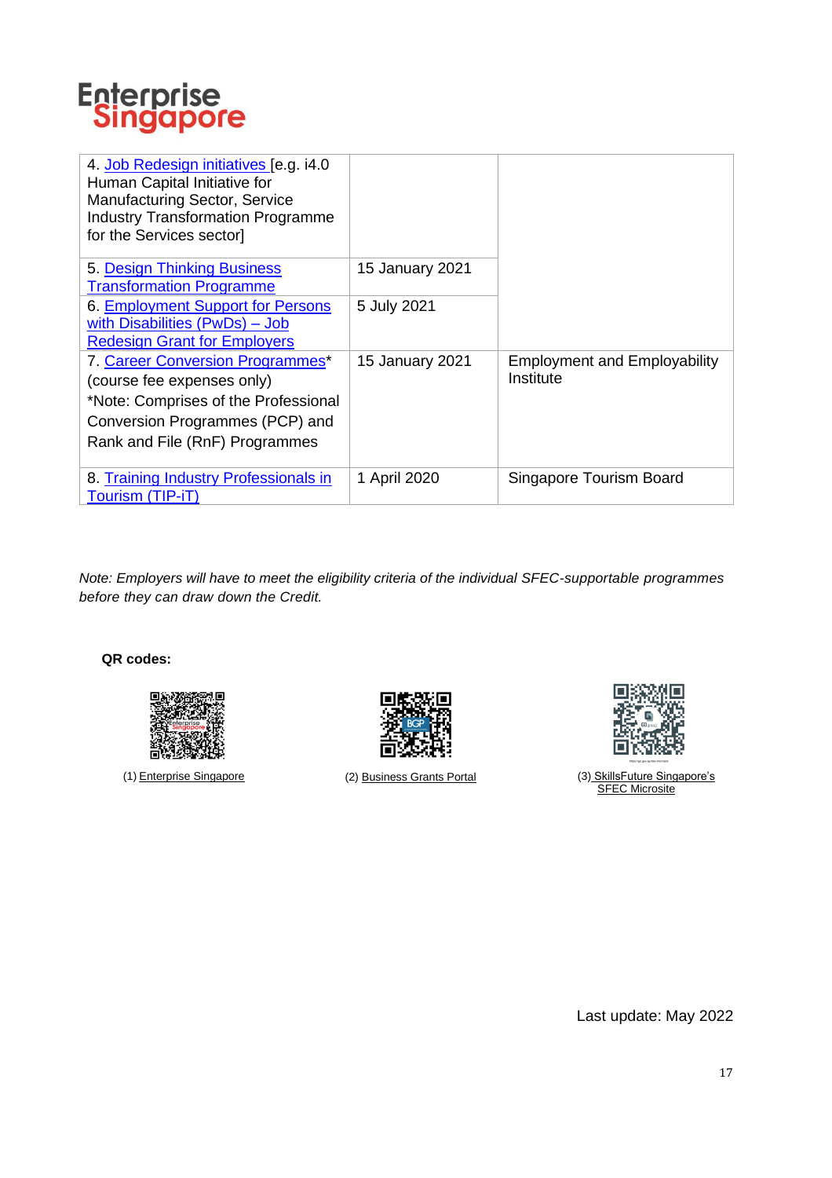| | | |
|---|---|---|
| 4. Job Redesign initiatives [e.g. i4.0 Human Capital Initiative for Manufacturing Sector, Service Industry Transformation Programme for the Services sector] | | |
| 5. Design Thinking Business Transformation Programme | 15 January 2021 | |
| 6. Employment Support for Persons with Disabilities (PwDs) – Job Redesign Grant for Employers | 5 July 2021 | |
| 7. Career Conversion Programmes* (course fee expenses only) *Note: Comprises of the Professional Conversion Programmes (PCP) and Rank and File (RnF) Programmes | 15 January 2021 | Employment and Employability Institute |
| 8. Training Industry Professionals in Tourism (TIP-iT) | 1 April 2020 | Singapore Tourism Board |

*Note: Employers will have to meet the eligibility criteria of the individual SFEC-supportable programmes before they can draw down the Credit.*

**QR codes:**

(1) Enterprise Singapore

(2) Business Grants Portal

(3) SkillsFuture Singapore's SFEC Microsite

Last update: May 2022